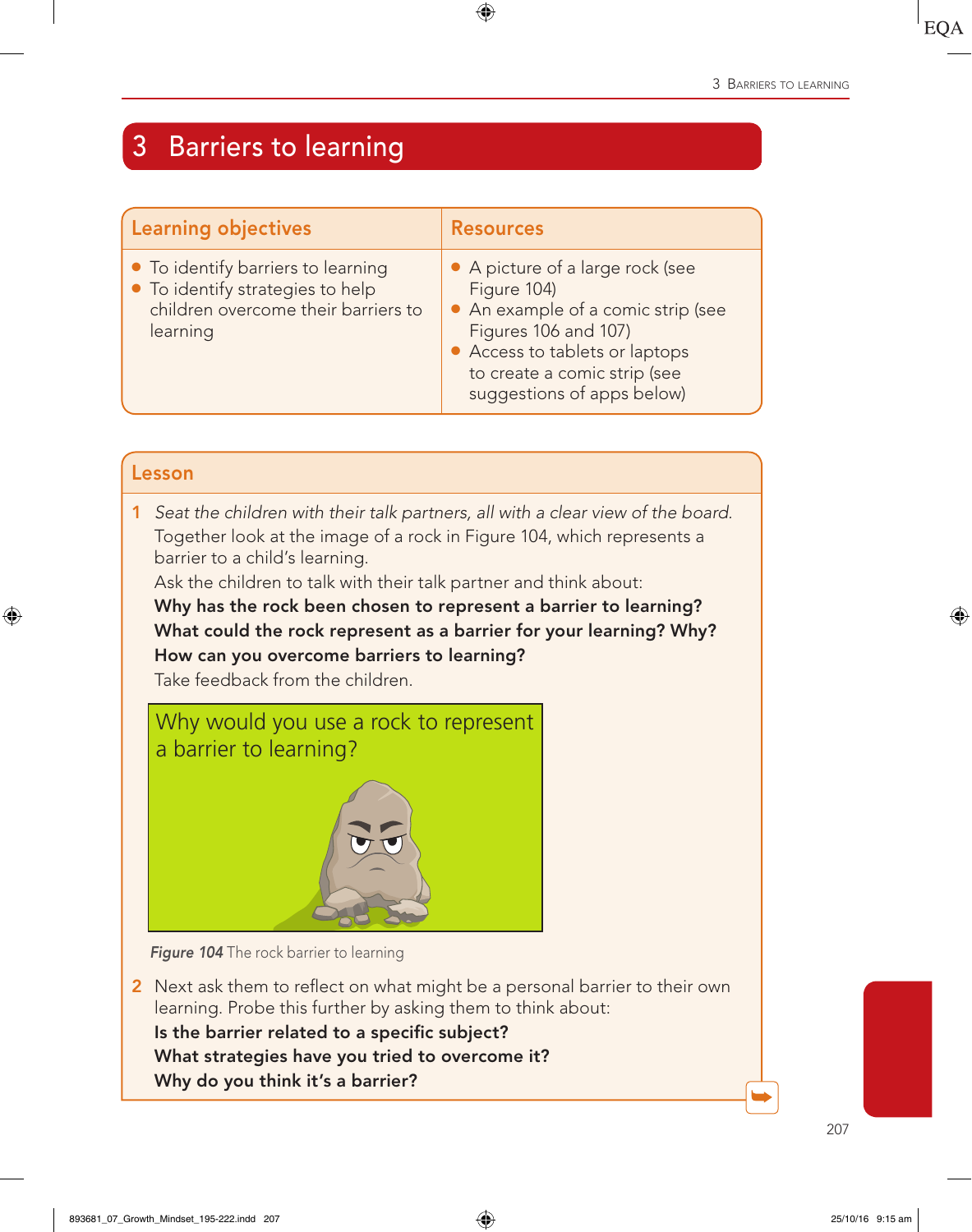# 3 Barriers to learning

| Learning objectives | Resources |
| --- | --- |
| • To identify barriers to learning<br>• To identify strategies to help children overcome their barriers to learning | • A picture of a large rock (see Figure 104)<br>• An example of a comic strip (see Figures 106 and 107)<br>• Access to tablets or laptops to create a comic strip (see suggestions of apps below) |

## Lesson

1. *Seat the children with their talk partners, all with a clear view of the board.*
   Together look at the image of a rock in Figure 104, which represents a barrier to a child's learning.
   Ask the children to talk with their talk partner and think about:
   **Why has the rock been chosen to represent a barrier to learning?**
   **What could the rock represent as a barrier for your learning? Why?**
   **How can you overcome barriers to learning?**
   Take feedback from the children.

Why would you use a rock to represent a barrier to learning?

***Figure 104*** The rock barrier to learning

2. Next ask them to reflect on what might be a personal barrier to their own learning. Probe this further by asking them to think about:
   **Is the barrier related to a specific subject?**
   **What strategies have you tried to overcome it?**
   **Why do you think it's a barrier?**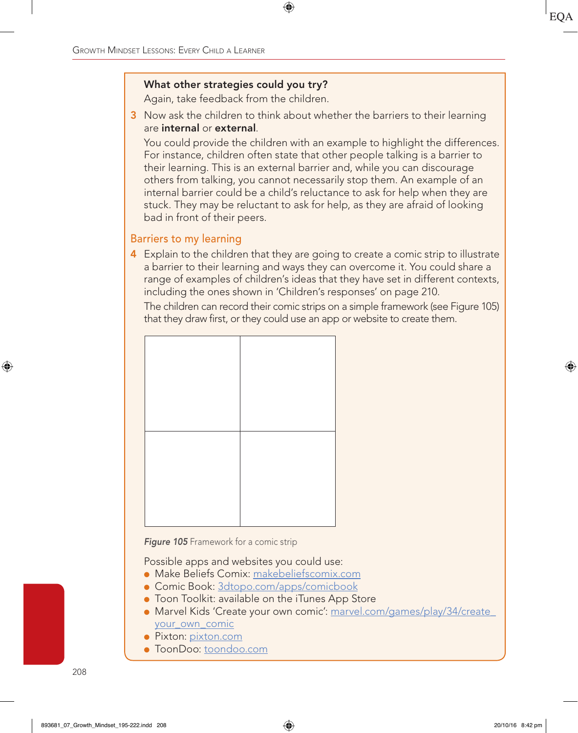**What other strategies could you try?**

Again, take feedback from the children.

3 Now ask the children to think about whether the barriers to their learning are **internal** or **external**.

You could provide the children with an example to highlight the differences. For instance, children often state that other people talking is a barrier to their learning. This is an external barrier and, while you can discourage others from talking, you cannot necessarily stop them. An example of an internal barrier could be a child's reluctance to ask for help when they are stuck. They may be reluctant to ask for help, as they are afraid of looking bad in front of their peers.

## Barriers to my learning

4 Explain to the children that they are going to create a comic strip to illustrate a barrier to their learning and ways they can overcome it. You could share a range of examples of children's ideas that they have set in different contexts, including the ones shown in 'Children's responses' on page 210.

The children can record their comic strips on a simple framework (see Figure 105) that they draw first, or they could use an app or website to create them.

| | |
|---|---|
| | |
| | |

***Figure 105*** Framework for a comic strip

Possible apps and websites you could use:

- Make Beliefs Comix: makebeliefscomix.com
- Comic Book: 3dtopo.com/apps/comicbook
- Toon Toolkit: available on the iTunes App Store
- Marvel Kids 'Create your own comic': marvel.com/games/play/34/create_your_own_comic
- Pixton: pixton.com
- ToonDoo: toondoo.com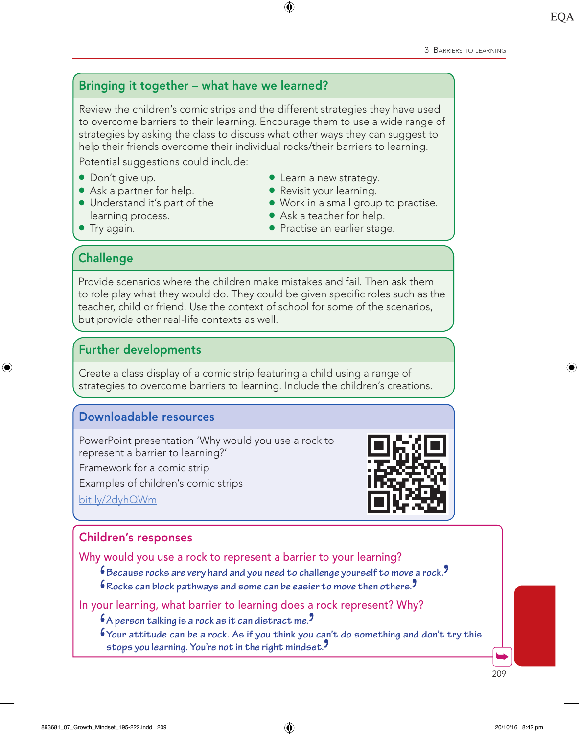## Bringing it together – what have we learned?

Review the children's comic strips and the different strategies they have used to overcome barriers to their learning. Encourage them to use a wide range of strategies by asking the class to discuss what other ways they can suggest to help their friends overcome their individual rocks/their barriers to learning.

Potential suggestions could include:

- Don't give up.
- Ask a partner for help.
- Understand it's part of the learning process.
- Try again.
- Learn a new strategy.
- Revisit your learning.
- Work in a small group to practise.
- Ask a teacher for help.
- Practise an earlier stage.

## Challenge

Provide scenarios where the children make mistakes and fail. Then ask them to role play what they would do. They could be given specific roles such as the teacher, child or friend. Use the context of school for some of the scenarios, but provide other real-life contexts as well.

## Further developments

Create a class display of a comic strip featuring a child using a range of strategies to overcome barriers to learning. Include the children's creations.

## Downloadable resources

PowerPoint presentation 'Why would you use a rock to represent a barrier to learning?'

Framework for a comic strip

Examples of children's comic strips

bit.ly/2dyhQWm

## Children's responses

### Why would you use a rock to represent a barrier to your learning?

'Because rocks are very hard and you need to challenge yourself to move a rock.'

'Rocks can block pathways and some can be easier to move then others.'

### In your learning, what barrier to learning does a rock represent? Why?

'A person talking is a rock as it can distract me.'

'Your attitude can be a rock. As if you think you can't do something and don't try this stops you learning. You're not in the right mindset.'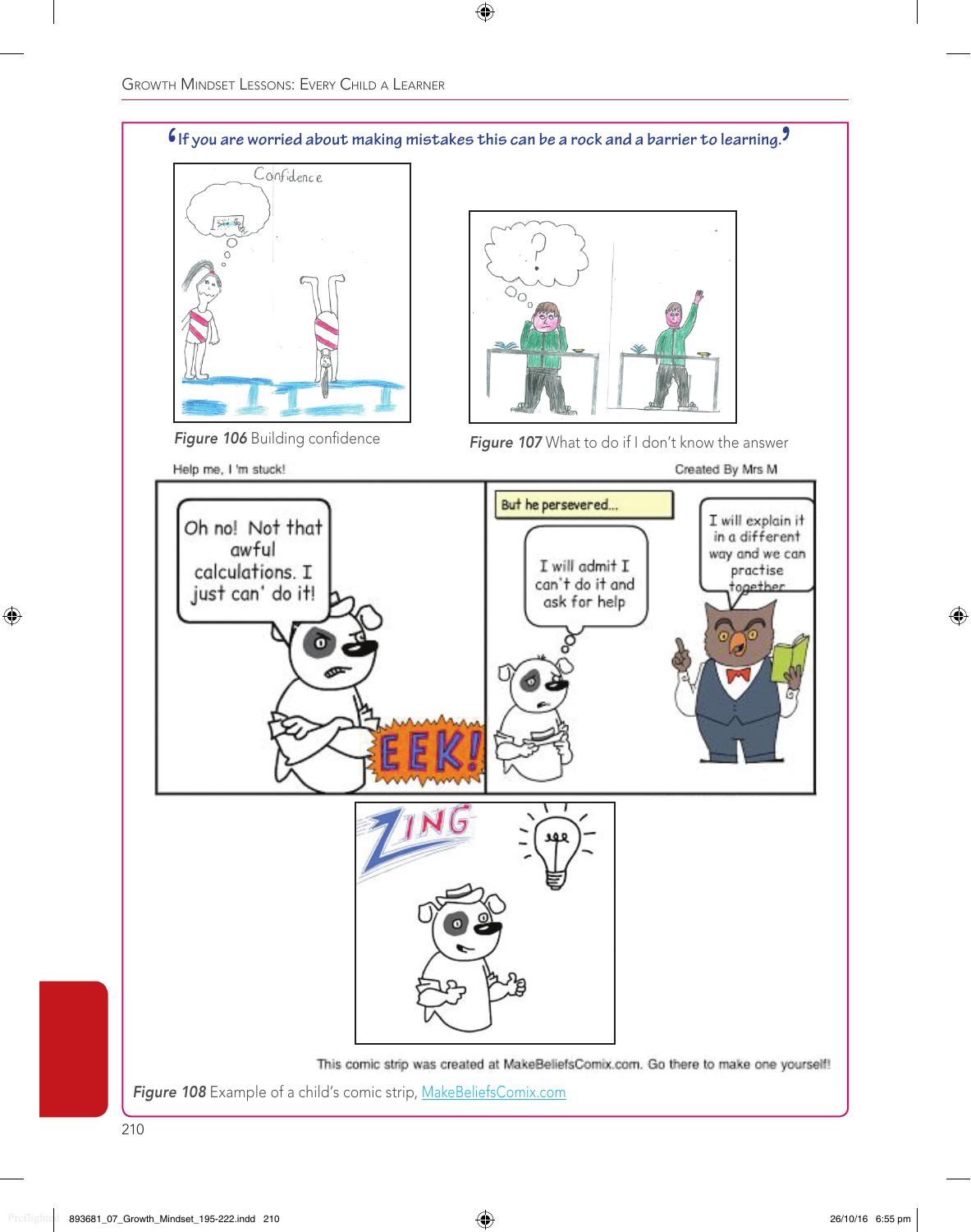'If you are worried about making mistakes this can be a rock and a barrier to learning.'

*Figure 106* Building confidence

*Figure 107* What to do if I don't know the answer

*Figure 108* Example of a child's comic strip, [MakeBeliefsComix.com](MakeBeliefsComix.com)